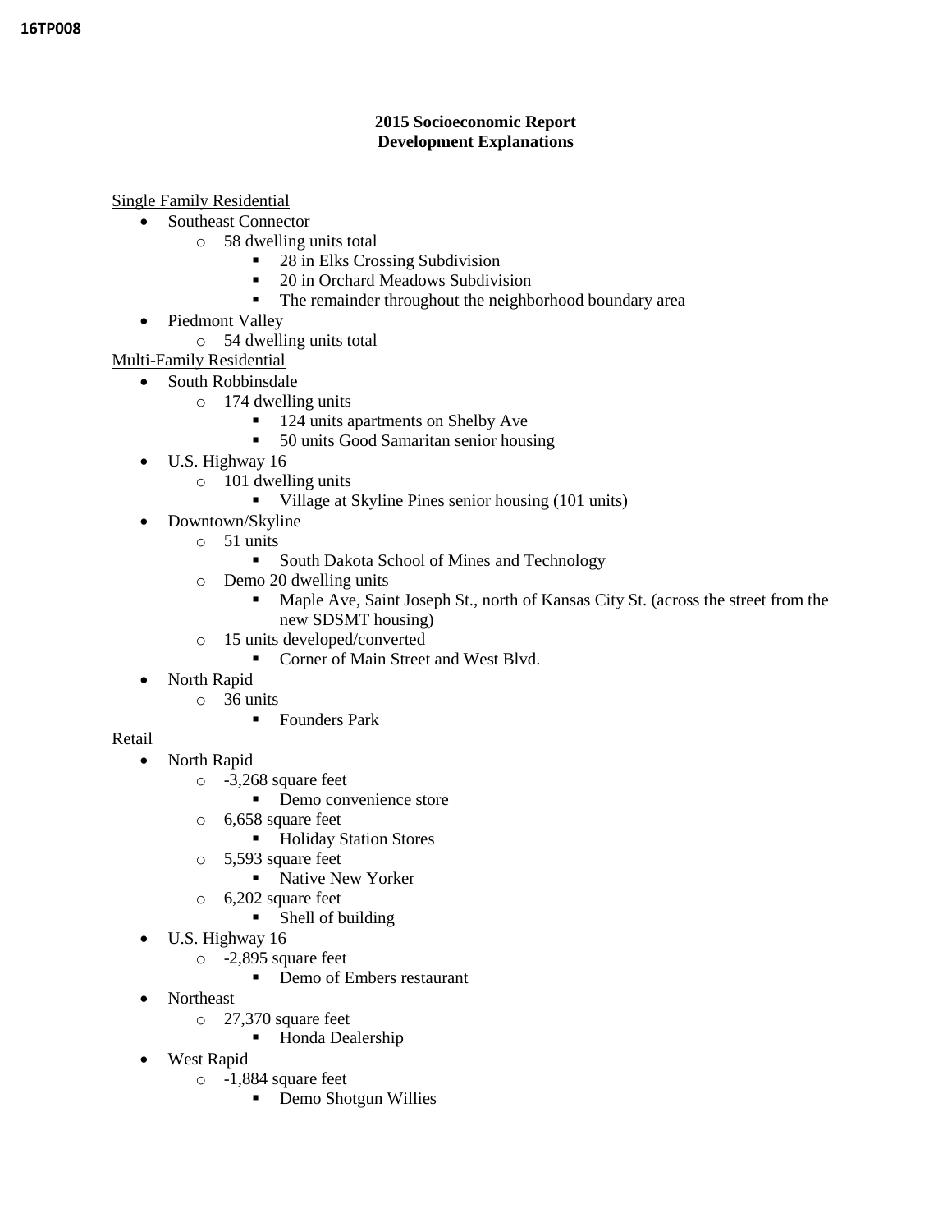16TP008

**2015 Socioeconomic Report**
**Development Explanations**

Single Family Residential

- Southeast Connector
  - 58 dwelling units total
    - 28 in Elks Crossing Subdivision
    - 20 in Orchard Meadows Subdivision
    - The remainder throughout the neighborhood boundary area
- Piedmont Valley
  - 54 dwelling units total

Multi-Family Residential

- South Robbinsdale
  - 174 dwelling units
    - 124 units apartments on Shelby Ave
    - 50 units Good Samaritan senior housing
- U.S. Highway 16
  - 101 dwelling units
    - Village at Skyline Pines senior housing (101 units)
- Downtown/Skyline
  - 51 units
    - South Dakota School of Mines and Technology
  - Demo 20 dwelling units
    - Maple Ave, Saint Joseph St., north of Kansas City St. (across the street from the new SDSMT housing)
  - 15 units developed/converted
    - Corner of Main Street and West Blvd.
- North Rapid
  - 36 units
    - Founders Park

Retail

- North Rapid
  - -3,268 square feet
    - Demo convenience store
  - 6,658 square feet
    - Holiday Station Stores
  - 5,593 square feet
    - Native New Yorker
  - 6,202 square feet
    - Shell of building
- U.S. Highway 16
  - -2,895 square feet
    - Demo of Embers restaurant
- Northeast
  - 27,370 square feet
    - Honda Dealership
- West Rapid
  - -1,884 square feet
    - Demo Shotgun Willies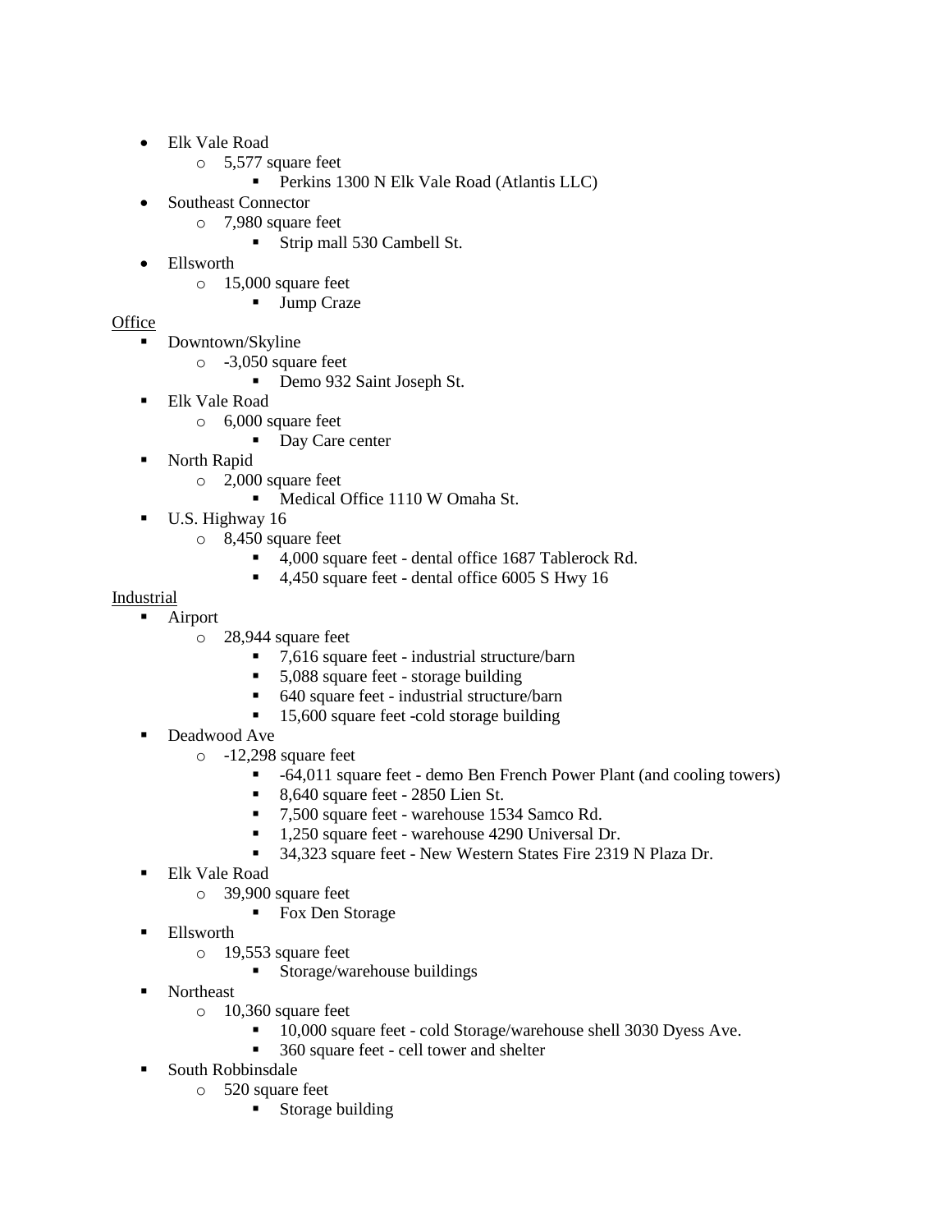- Elk Vale Road
  - 5,577 square feet
    - Perkins 1300 N Elk Vale Road (Atlantis LLC)
- Southeast Connector
  - 7,980 square feet
    - Strip mall 530 Cambell St.
- Ellsworth
  - 15,000 square feet
    - Jump Craze

Office

- Downtown/Skyline
  - -3,050 square feet
    - Demo 932 Saint Joseph St.
- Elk Vale Road
  - 6,000 square feet
    - Day Care center
- North Rapid
  - 2,000 square feet
    - Medical Office 1110 W Omaha St.
- U.S. Highway 16
  - 8,450 square feet
    - 4,000 square feet - dental office 1687 Tablerock Rd.
    - 4,450 square feet - dental office 6005 S Hwy 16

Industrial

- Airport
  - 28,944 square feet
    - 7,616 square feet - industrial structure/barn
    - 5,088 square feet - storage building
    - 640 square feet - industrial structure/barn
    - 15,600 square feet -cold storage building
- Deadwood Ave
  - -12,298 square feet
    - -64,011 square feet - demo Ben French Power Plant (and cooling towers)
    - 8,640 square feet - 2850 Lien St.
    - 7,500 square feet - warehouse 1534 Samco Rd.
    - 1,250 square feet - warehouse 4290 Universal Dr.
    - 34,323 square feet - New Western States Fire 2319 N Plaza Dr.
- Elk Vale Road
  - 39,900 square feet
    - Fox Den Storage
- Ellsworth
  - 19,553 square feet
    - Storage/warehouse buildings
- Northeast
  - 10,360 square feet
    - 10,000 square feet - cold Storage/warehouse shell 3030 Dyess Ave.
    - 360 square feet - cell tower and shelter
- South Robbinsdale
  - 520 square feet
    - Storage building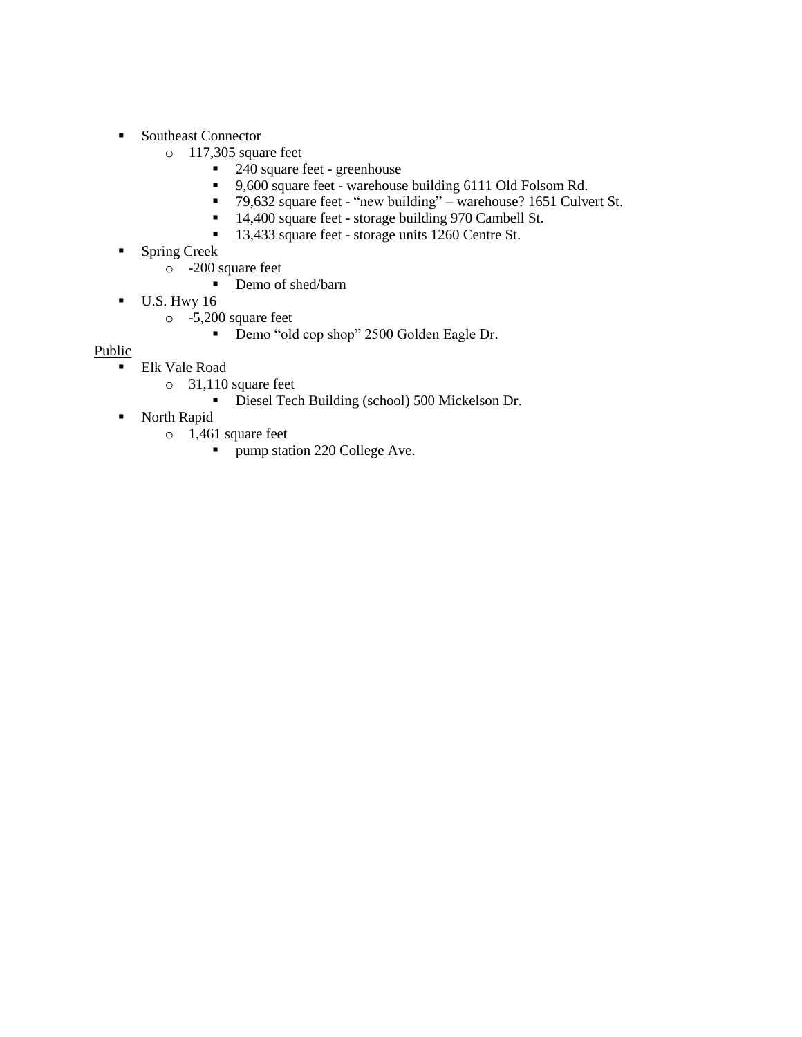- Southeast Connector
    - 117,305 square feet
        - 240 square feet - greenhouse
        - 9,600 square feet - warehouse building 6111 Old Folsom Rd.
        - 79,632 square feet - "new building" – warehouse? 1651 Culvert St.
        - 14,400 square feet - storage building 970 Cambell St.
        - 13,433 square feet - storage units 1260 Centre St.
- Spring Creek
    - -200 square feet
        - Demo of shed/barn
- U.S. Hwy 16
    - -5,200 square feet
        - Demo "old cop shop" 2500 Golden Eagle Dr.

<u>Public</u>

- Elk Vale Road
    - 31,110 square feet
        - Diesel Tech Building (school) 500 Mickelson Dr.
- North Rapid
    - 1,461 square feet
        - pump station 220 College Ave.